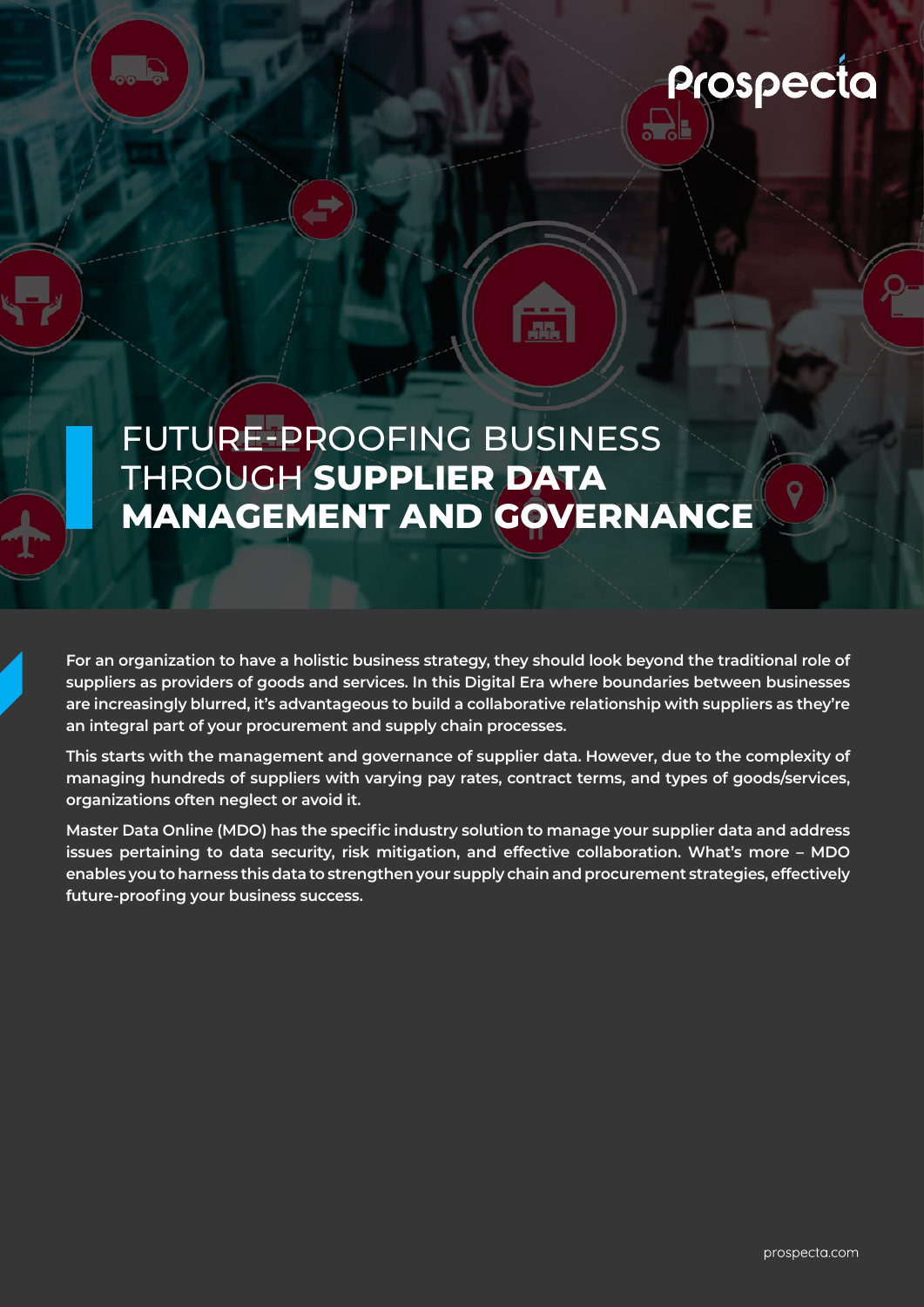# FUTURE-PROOFING BUSINESS THROUGH **SUPPLIER DATA MANAGEMENT AND GOVERNANCE**

**For an organization to have a holistic business strategy, they should look beyond the traditional role of suppliers as providers of goods and services. In this Digital Era where boundaries between businesses are increasingly blurred, it's advantageous to build a collaborative relationship with suppliers as they're an integral part of your procurement and supply chain processes.**

**This starts with the management and governance of supplier data. However, due to the complexity of managing hundreds of suppliers with varying pay rates, contract terms, and types of goods/services, organizations often neglect or avoid it.**

**Master Data Online (MDO) has the specific industry solution to manage your supplier data and address issues pertaining to data security, risk mitigation, and effective collaboration. What's more – MDO enables you to harness this data to strengthen your supply chain and procurement strategies, effectively future-proofing your business success.**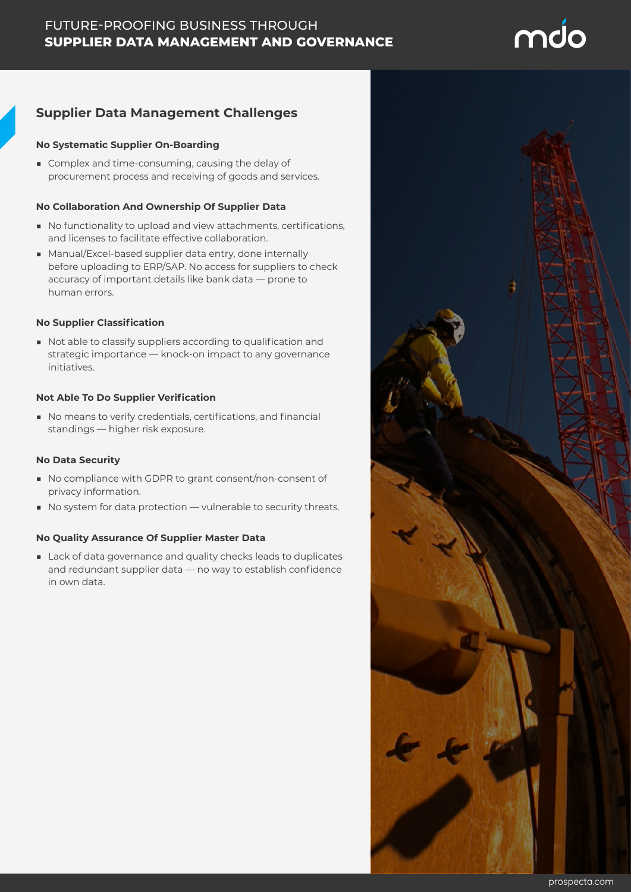## Supplier Data Management Challenges

**No Systematic Supplier On-Boarding**

- Complex and time-consuming, causing the delay of procurement process and receiving of goods and services.

**No Collaboration And Ownership Of Supplier Data**

- No functionality to upload and view attachments, certifications, and licenses to facilitate effective collaboration.
- Manual/Excel-based supplier data entry, done internally before uploading to ERP/SAP. No access for suppliers to check accuracy of important details like bank data — prone to human errors.

**No Supplier Classification**

- Not able to classify suppliers according to qualification and strategic importance — knock-on impact to any governance initiatives.

**Not Able To Do Supplier Verification**

- No means to verify credentials, certifications, and financial standings — higher risk exposure.

**No Data Security**

- No compliance with GDPR to grant consent/non-consent of privacy information.
- No system for data protection — vulnerable to security threats.

**No Quality Assurance Of Supplier Master Data**

- Lack of data governance and quality checks leads to duplicates and redundant supplier data — no way to establish confidence in own data.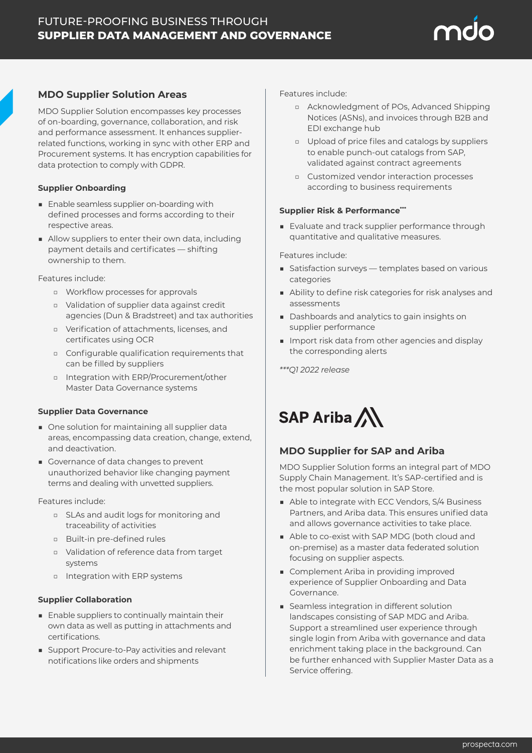## MDO Supplier Solution Areas

MDO Supplier Solution encompasses key processes of on-boarding, governance, collaboration, and risk and performance assessment. It enhances supplier-related functions, working in sync with other ERP and Procurement systems. It has encryption capabilities for data protection to comply with GDPR.

### Supplier Onboarding

- Enable seamless supplier on-boarding with defined processes and forms according to their respective areas.
- Allow suppliers to enter their own data, including payment details and certificates — shifting ownership to them.

Features include:

- Workflow processes for approvals
- Validation of supplier data against credit agencies (Dun & Bradstreet) and tax authorities
- Verification of attachments, licenses, and certificates using OCR
- Configurable qualification requirements that can be filled by suppliers
- Integration with ERP/Procurement/other Master Data Governance systems

### Supplier Data Governance

- One solution for maintaining all supplier data areas, encompassing data creation, change, extend, and deactivation.
- Governance of data changes to prevent unauthorized behavior like changing payment terms and dealing with unvetted suppliers.

Features include:

- SLAs and audit logs for monitoring and traceability of activities
- Built-in pre-defined rules
- Validation of reference data from target systems
- Integration with ERP systems

### Supplier Collaboration

- Enable suppliers to continually maintain their own data as well as putting in attachments and certifications.
- Support Procure-to-Pay activities and relevant notifications like orders and shipments

Features include:

- Acknowledgment of POs, Advanced Shipping Notices (ASNs), and invoices through B2B and EDI exchange hub
- Upload of price files and catalogs by suppliers to enable punch-out catalogs from SAP, validated against contract agreements
- Customized vendor interaction processes according to business requirements

### Supplier Risk & Performance***

- Evaluate and track supplier performance through quantitative and qualitative measures.

Features include:

- Satisfaction surveys — templates based on various categories
- Ability to define risk categories for risk analyses and assessments
- Dashboards and analytics to gain insights on supplier performance
- Import risk data from other agencies and display the corresponding alerts

*\*\*\*Q1 2022 release*

SAP Ariba

## MDO Supplier for SAP and Ariba

MDO Supplier Solution forms an integral part of MDO Supply Chain Management. It's SAP-certified and is the most popular solution in SAP Store.

- Able to integrate with ECC Vendors, S/4 Business Partners, and Ariba data. This ensures unified data and allows governance activities to take place.
- Able to co-exist with SAP MDG (both cloud and on-premise) as a master data federated solution focusing on supplier aspects.
- Complement Ariba in providing improved experience of Supplier Onboarding and Data Governance.
- Seamless integration in different solution landscapes consisting of SAP MDG and Ariba. Support a streamlined user experience through single login from Ariba with governance and data enrichment taking place in the background. Can be further enhanced with Supplier Master Data as a Service offering.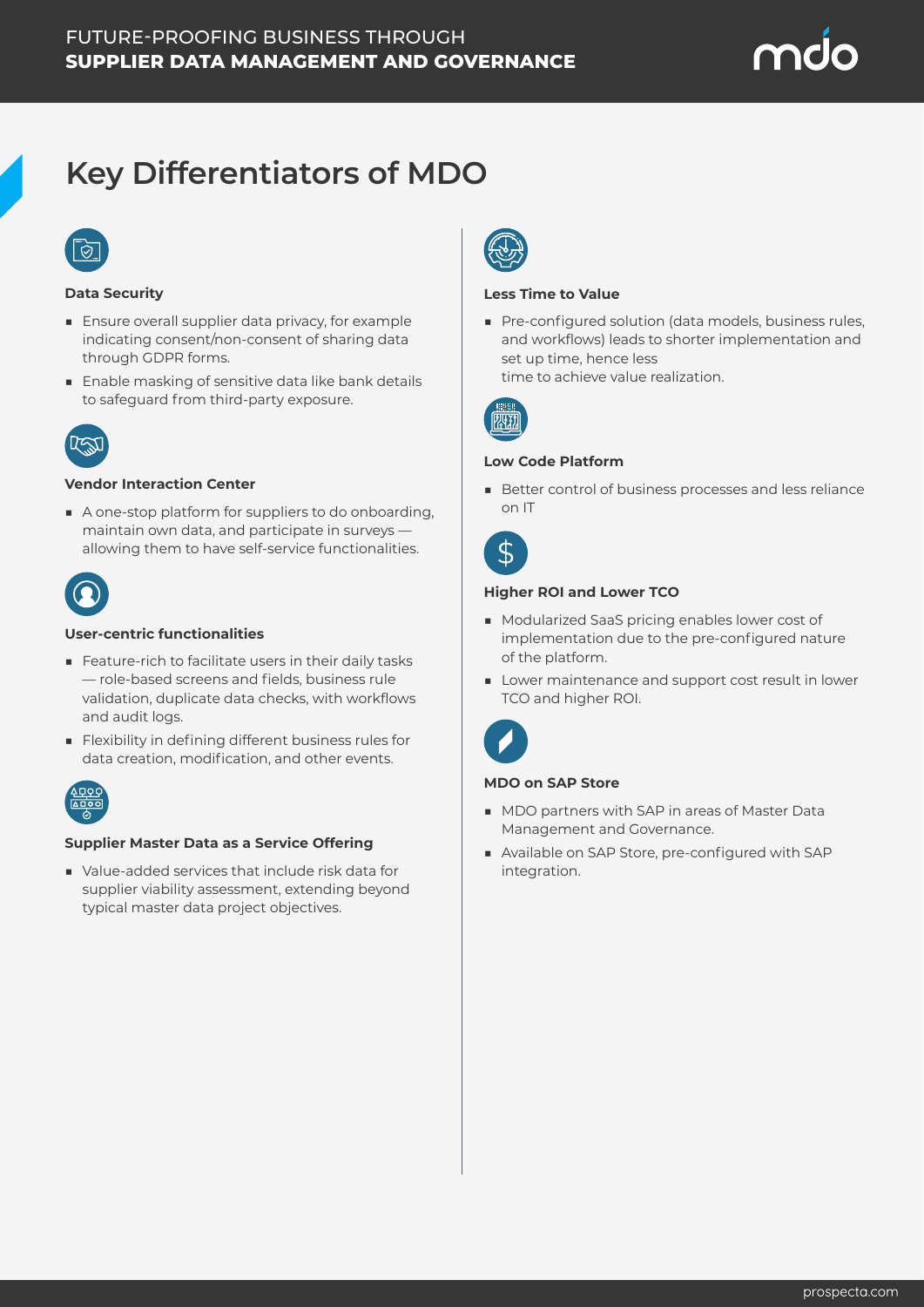# Key Differentiators of MDO

### Data Security

- Ensure overall supplier data privacy, for example indicating consent/non-consent of sharing data through GDPR forms.
- Enable masking of sensitive data like bank details to safeguard from third-party exposure.

### Vendor Interaction Center

- A one-stop platform for suppliers to do onboarding, maintain own data, and participate in surveys — allowing them to have self-service functionalities.

### User-centric functionalities

- Feature-rich to facilitate users in their daily tasks — role-based screens and fields, business rule validation, duplicate data checks, with workflows and audit logs.
- Flexibility in defining different business rules for data creation, modification, and other events.

### Supplier Master Data as a Service Offering

- Value-added services that include risk data for supplier viability assessment, extending beyond typical master data project objectives.

### Less Time to Value

- Pre-configured solution (data models, business rules, and workflows) leads to shorter implementation and set up time, hence less time to achieve value realization.

### Low Code Platform

- Better control of business processes and less reliance on IT

### Higher ROI and Lower TCO

- Modularized SaaS pricing enables lower cost of implementation due to the pre-configured nature of the platform.
- Lower maintenance and support cost result in lower TCO and higher ROI.

### MDO on SAP Store

- MDO partners with SAP in areas of Master Data Management and Governance.
- Available on SAP Store, pre-configured with SAP integration.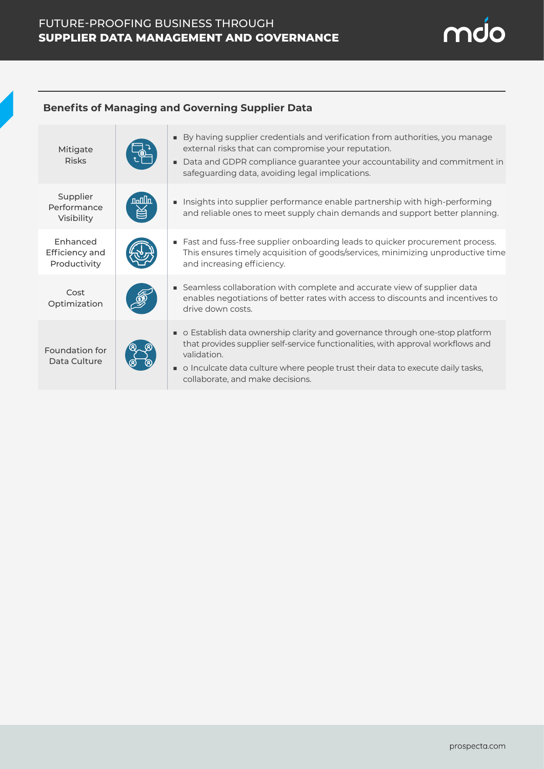## Benefits of Managing and Governing Supplier Data

| | | |
|---|---|---|
| Mitigate Risks | | ▪ By having supplier credentials and verification from authorities, you manage external risks that can compromise your reputation.<br>▪ Data and GDPR compliance guarantee your accountability and commitment in safeguarding data, avoiding legal implications. |
| Supplier Performance Visibility | | ▪ Insights into supplier performance enable partnership with high-performing and reliable ones to meet supply chain demands and support better planning. |
| Enhanced Efficiency and Productivity | | ▪ Fast and fuss-free supplier onboarding leads to quicker procurement process. This ensures timely acquisition of goods/services, minimizing unproductive time and increasing efficiency. |
| Cost Optimization | | ▪ Seamless collaboration with complete and accurate view of supplier data enables negotiations of better rates with access to discounts and incentives to drive down costs. |
| Foundation for Data Culture | | ▪ o Establish data ownership clarity and governance through one-stop platform that provides supplier self-service functionalities, with approval workflows and validation.<br>▪ o Inculcate data culture where people trust their data to execute daily tasks, collaborate, and make decisions. |